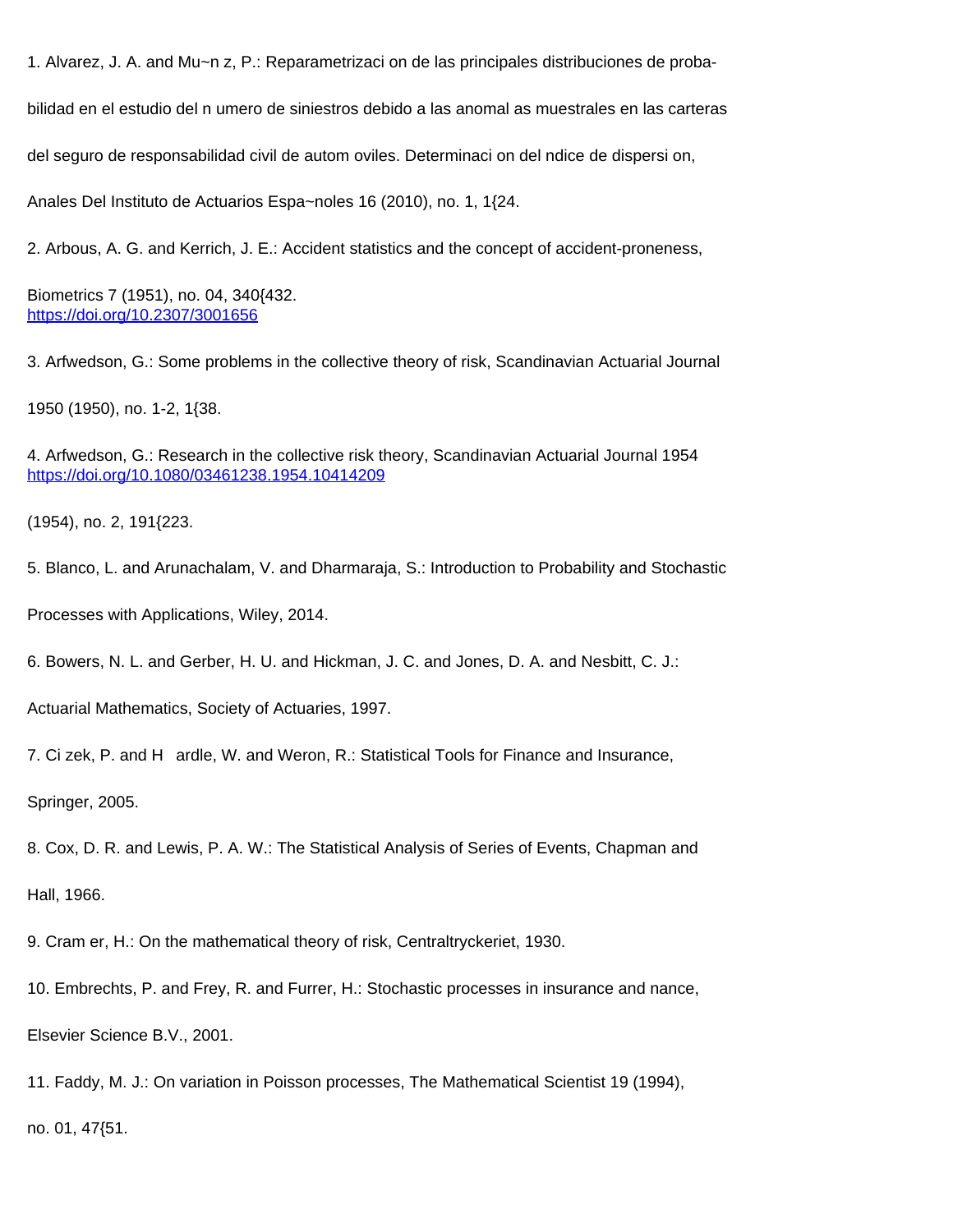1. Alvarez, J. A. and Mu~n z, P.: Reparametrizaci on de las principales distribuciones de proba-

bilidad en el estudio del n umero de siniestros debido a las anomal as muestrales en las carteras

del seguro de responsabilidad civil de autom oviles. Determinaci on del ndice de dispersi on,

Anales Del Instituto de Actuarios Espa~noles 16 (2010), no. 1, 1{24.

2. Arbous, A. G. and Kerrich, J. E.: Accident statistics and the concept of accident-proneness,

Biometrics 7 (1951), no. 04, 340{432.
https://doi.org/10.2307/3001656

3. Arfwedson, G.: Some problems in the collective theory of risk, Scandinavian Actuarial Journal

1950 (1950), no. 1-2, 1{38.

4. Arfwedson, G.: Research in the collective risk theory, Scandinavian Actuarial Journal 1954
https://doi.org/10.1080/03461238.1954.10414209

(1954), no. 2, 191{223.

5. Blanco, L. and Arunachalam, V. and Dharmaraja, S.: Introduction to Probability and Stochastic

Processes with Applications, Wiley, 2014.

6. Bowers, N. L. and Gerber, H. U. and Hickman, J. C. and Jones, D. A. and Nesbitt, C. J.:

Actuarial Mathematics, Society of Actuaries, 1997.

7. Ci zek, P. and H ardle, W. and Weron, R.: Statistical Tools for Finance and Insurance,

Springer, 2005.

8. Cox, D. R. and Lewis, P. A. W.: The Statistical Analysis of Series of Events, Chapman and

Hall, 1966.

9. Cram er, H.: On the mathematical theory of risk, Centraltryckeriet, 1930.

10. Embrechts, P. and Frey, R. and Furrer, H.: Stochastic processes in insurance and nance,

Elsevier Science B.V., 2001.

11. Faddy, M. J.: On variation in Poisson processes, The Mathematical Scientist 19 (1994),

no. 01, 47{51.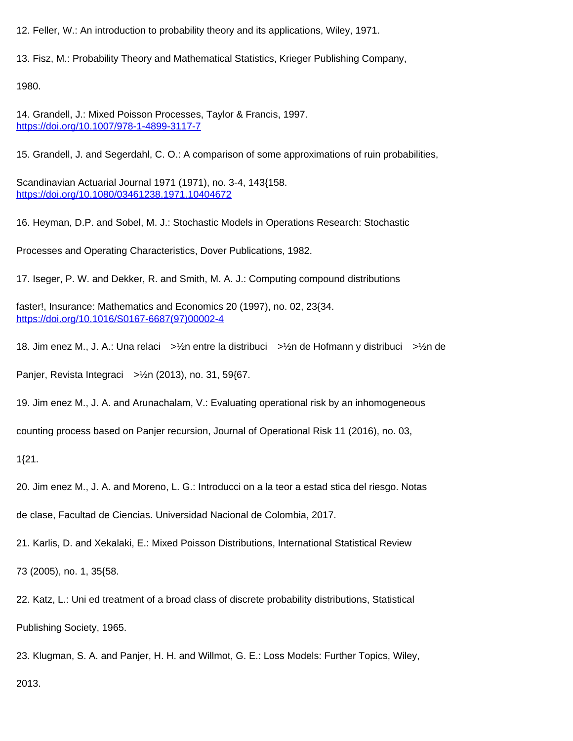12. Feller, W.: An introduction to probability theory and its applications, Wiley, 1971.

13. Fisz, M.: Probability Theory and Mathematical Statistics, Krieger Publishing Company, 1980.

14. Grandell, J.: Mixed Poisson Processes, Taylor & Francis, 1997. https://doi.org/10.1007/978-1-4899-3117-7

15. Grandell, J. and Segerdahl, C. O.: A comparison of some approximations of ruin probabilities, Scandinavian Actuarial Journal 1971 (1971), no. 3-4, 143{158. https://doi.org/10.1080/03461238.1971.10404672

16. Heyman, D.P. and Sobel, M. J.: Stochastic Models in Operations Research: Stochastic Processes and Operating Characteristics, Dover Publications, 1982.

17. Iseger, P. W. and Dekker, R. and Smith, M. A. J.: Computing compound distributions faster!, Insurance: Mathematics and Economics 20 (1997), no. 02, 23{34. https://doi.org/10.1016/S0167-6687(97)00002-4

18. Jim enez M., J. A.: Una relaci >½n entre la distribuci >½n de Hofmann y distribuci >½n de Panjer, Revista Integraci >½n (2013), no. 31, 59{67.

19. Jim enez M., J. A. and Arunachalam, V.: Evaluating operational risk by an inhomogeneous counting process based on Panjer recursion, Journal of Operational Risk 11 (2016), no. 03, 1{21.

20. Jim enez M., J. A. and Moreno, L. G.: Introducci on a la teor a estad stica del riesgo. Notas de clase, Facultad de Ciencias. Universidad Nacional de Colombia, 2017.

21. Karlis, D. and Xekalaki, E.: Mixed Poisson Distributions, International Statistical Review 73 (2005), no. 1, 35{58.

22. Katz, L.: Uni ed treatment of a broad class of discrete probability distributions, Statistical Publishing Society, 1965.

23. Klugman, S. A. and Panjer, H. H. and Willmot, G. E.: Loss Models: Further Topics, Wiley, 2013.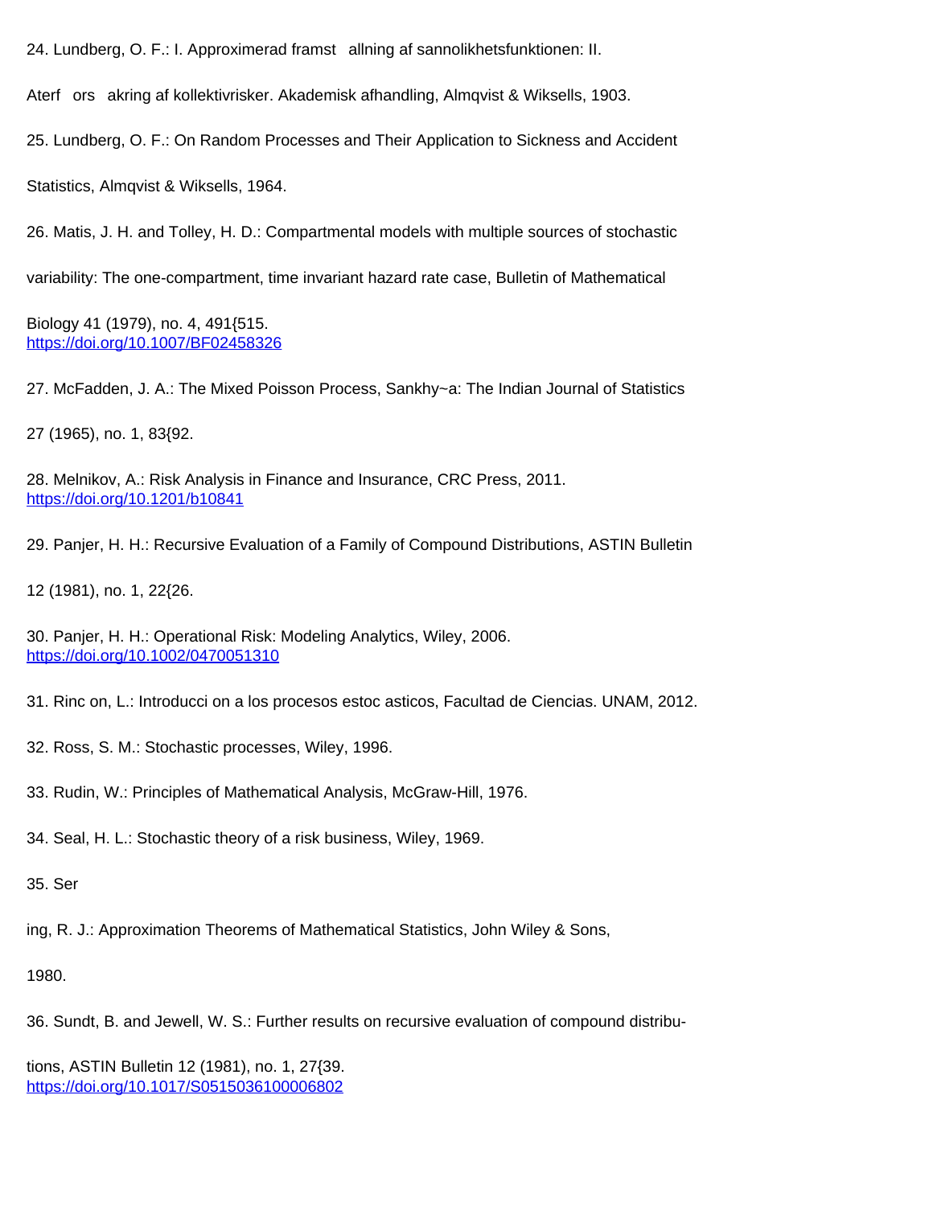24. Lundberg, O. F.: I. Approximerad framst allning af sannolikhetsfunktionen: II.

Aterf ors akring af kollektivrisker. Akademisk afhandling, Almqvist & Wiksells, 1903.

25. Lundberg, O. F.: On Random Processes and Their Application to Sickness and Accident

Statistics, Almqvist & Wiksells, 1964.

26. Matis, J. H. and Tolley, H. D.: Compartmental models with multiple sources of stochastic

variability: The one-compartment, time invariant hazard rate case, Bulletin of Mathematical

Biology 41 (1979), no. 4, 491{515.
https://doi.org/10.1007/BF02458326

27. McFadden, J. A.: The Mixed Poisson Process, Sankhy~a: The Indian Journal of Statistics

27 (1965), no. 1, 83{92.

28. Melnikov, A.: Risk Analysis in Finance and Insurance, CRC Press, 2011.
https://doi.org/10.1201/b10841

29. Panjer, H. H.: Recursive Evaluation of a Family of Compound Distributions, ASTIN Bulletin

12 (1981), no. 1, 22{26.

30. Panjer, H. H.: Operational Risk: Modeling Analytics, Wiley, 2006.
https://doi.org/10.1002/0470051310

31. Rinc on, L.: Introducci on a los procesos estoc asticos, Facultad de Ciencias. UNAM, 2012.

32. Ross, S. M.: Stochastic processes, Wiley, 1996.

33. Rudin, W.: Principles of Mathematical Analysis, McGraw-Hill, 1976.

34. Seal, H. L.: Stochastic theory of a risk business, Wiley, 1969.

35. Ser

ing, R. J.: Approximation Theorems of Mathematical Statistics, John Wiley & Sons,

1980.

36. Sundt, B. and Jewell, W. S.: Further results on recursive evaluation of compound distribu-

tions, ASTIN Bulletin 12 (1981), no. 1, 27{39.
https://doi.org/10.1017/S0515036100006802